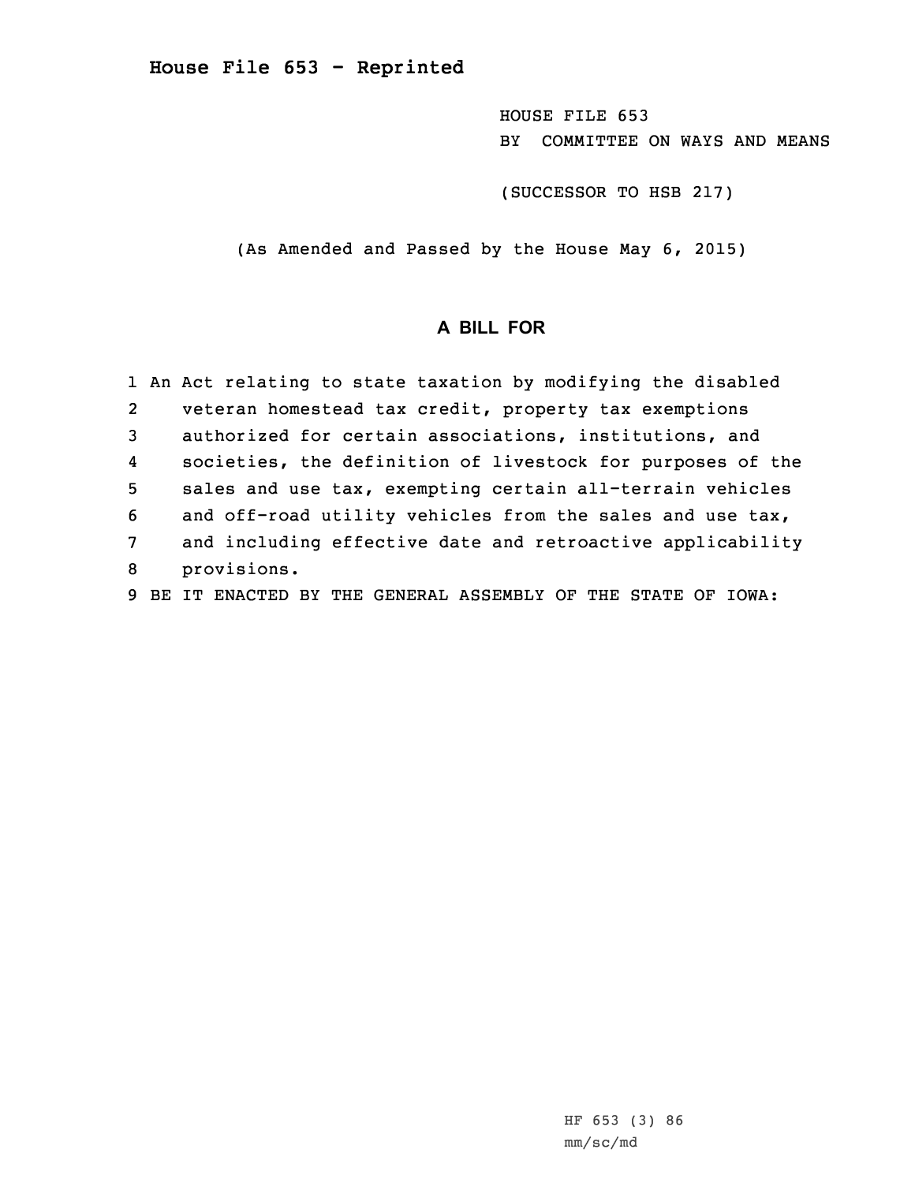# House File 653 - Reprinted

HOUSE FILE 653
BY COMMITTEE ON WAYS AND MEANS

(SUCCESSOR TO HSB 217)

(As Amended and Passed by the House May 6, 2015)

## A BILL FOR

1 An Act relating to state taxation by modifying the disabled
2 veteran homestead tax credit, property tax exemptions
3 authorized for certain associations, institutions, and
4 societies, the definition of livestock for purposes of the
5 sales and use tax, exempting certain all-terrain vehicles
6 and off-road utility vehicles from the sales and use tax,
7 and including effective date and retroactive applicability
8 provisions.
9 BE IT ENACTED BY THE GENERAL ASSEMBLY OF THE STATE OF IOWA:

HF 653 (3) 86
mm/sc/md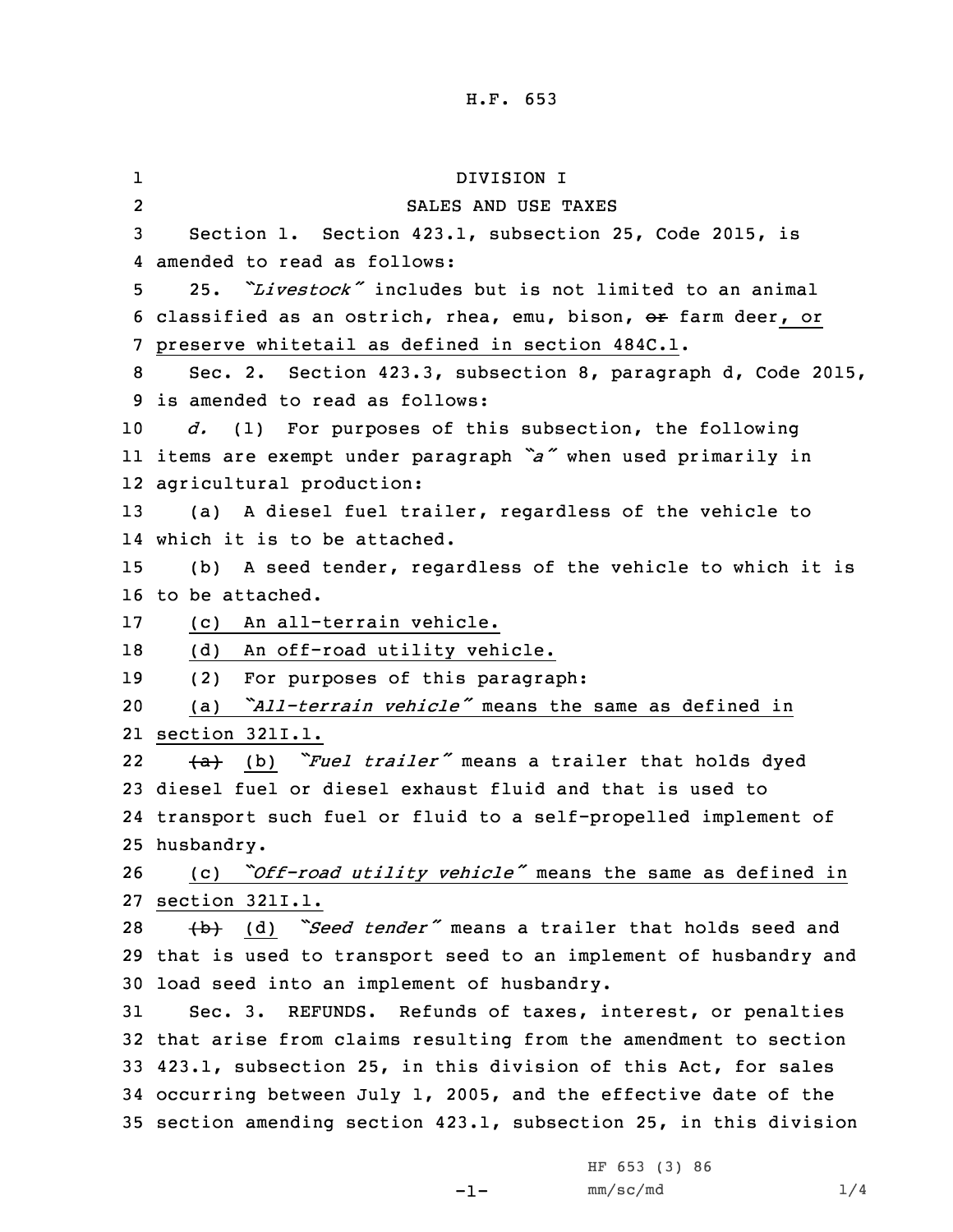DIVISION I

SALES AND USE TAXES

Section 1. Section 423.1, subsection 25, Code 2015, is amended to read as follows:

25. *"Livestock"* includes but is not limited to an animal classified as an ostrich, rhea, emu, bison, ~~or~~ farm deer, or preserve whitetail as defined in section 484C.1.

Sec. 2. Section 423.3, subsection 8, paragraph d, Code 2015, is amended to read as follows:

*d.* (1) For purposes of this subsection, the following items are exempt under paragraph *"a"* when used primarily in agricultural production:

(a) A diesel fuel trailer, regardless of the vehicle to which it is to be attached.

(b) A seed tender, regardless of the vehicle to which it is to be attached.

(c) An all-terrain vehicle.

(d) An off-road utility vehicle.

(2) For purposes of this paragraph:

(a) *"All-terrain vehicle"* means the same as defined in section 321I.1.

~~(a)~~ (b) *"Fuel trailer"* means a trailer that holds dyed diesel fuel or diesel exhaust fluid and that is used to transport such fuel or fluid to a self-propelled implement of husbandry.

(c) *"Off-road utility vehicle"* means the same as defined in section 321I.1.

~~(b)~~ (d) *"Seed tender"* means a trailer that holds seed and that is used to transport seed to an implement of husbandry and load seed into an implement of husbandry.

Sec. 3. REFUNDS. Refunds of taxes, interest, or penalties that arise from claims resulting from the amendment to section 423.1, subsection 25, in this division of this Act, for sales occurring between July 1, 2005, and the effective date of the section amending section 423.1, subsection 25, in this division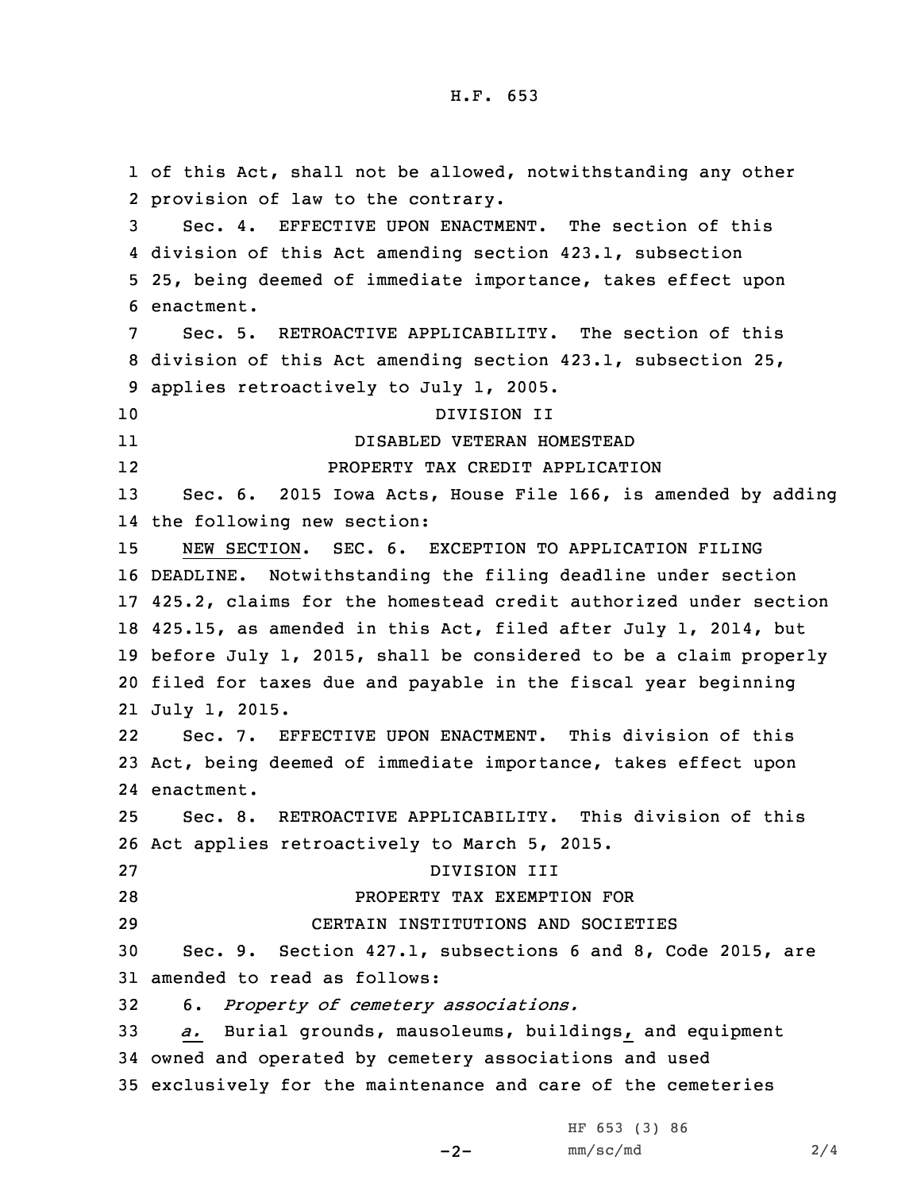of this Act, shall not be allowed, notwithstanding any other provision of law to the contrary.

Sec. 4. EFFECTIVE UPON ENACTMENT. The section of this division of this Act amending section 423.1, subsection 25, being deemed of immediate importance, takes effect upon enactment.

Sec. 5. RETROACTIVE APPLICABILITY. The section of this division of this Act amending section 423.1, subsection 25, applies retroactively to July 1, 2005.

DIVISION II
DISABLED VETERAN HOMESTEAD
PROPERTY TAX CREDIT APPLICATION

Sec. 6. 2015 Iowa Acts, House File 166, is amended by adding the following new section:

NEW SECTION. SEC. 6. EXCEPTION TO APPLICATION FILING DEADLINE. Notwithstanding the filing deadline under section 425.2, claims for the homestead credit authorized under section 425.15, as amended in this Act, filed after July 1, 2014, but before July 1, 2015, shall be considered to be a claim properly filed for taxes due and payable in the fiscal year beginning July 1, 2015.

Sec. 7. EFFECTIVE UPON ENACTMENT. This division of this Act, being deemed of immediate importance, takes effect upon enactment.

Sec. 8. RETROACTIVE APPLICABILITY. This division of this Act applies retroactively to March 5, 2015.

DIVISION III
PROPERTY TAX EXEMPTION FOR
CERTAIN INSTITUTIONS AND SOCIETIES

Sec. 9. Section 427.1, subsections 6 and 8, Code 2015, are amended to read as follows:

6. *Property of cemetery associations.*

*a.* Burial grounds, mausoleums, buildings, and equipment owned and operated by cemetery associations and used exclusively for the maintenance and care of the cemeteries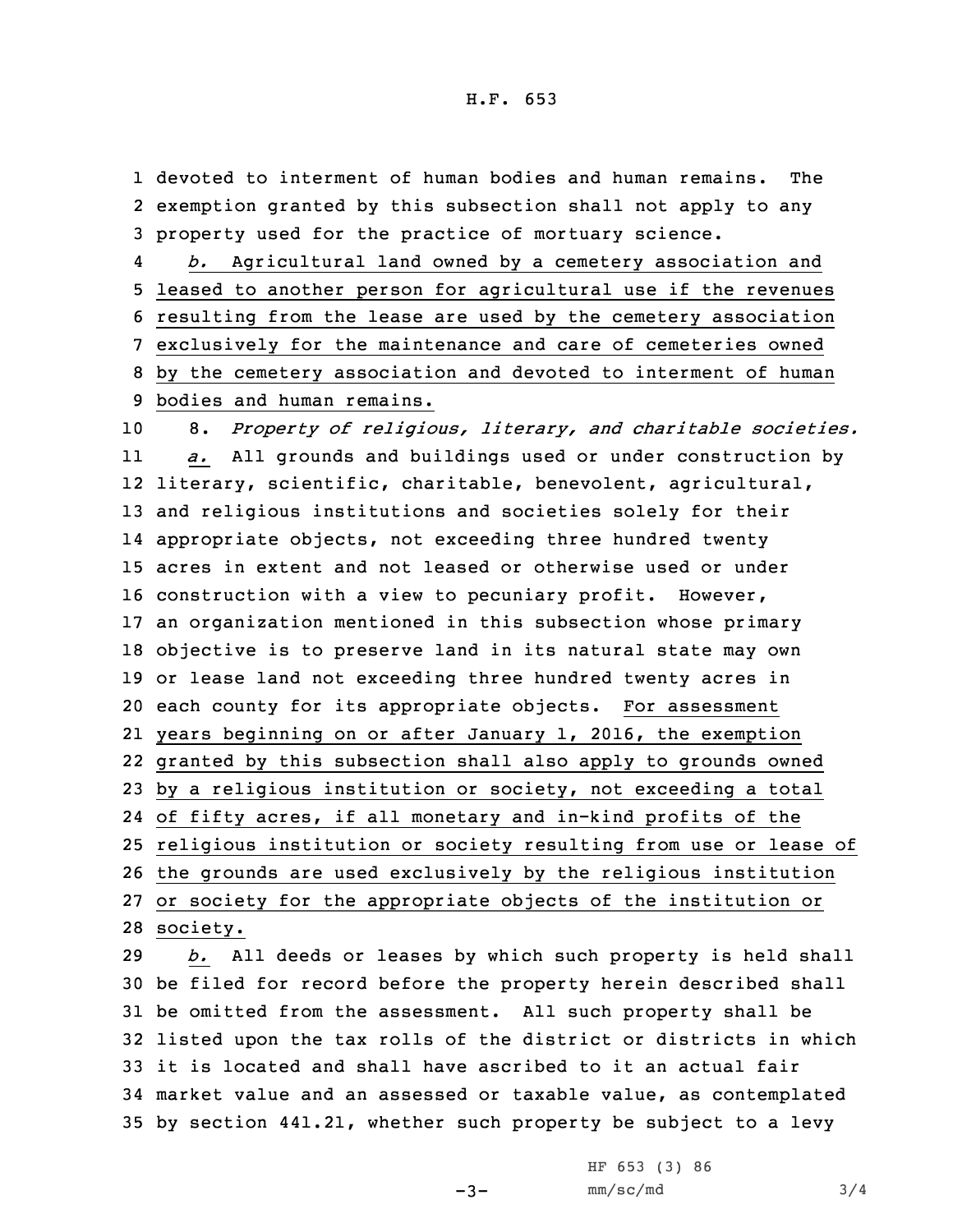devoted to interment of human bodies and human remains. The exemption granted by this subsection shall not apply to any property used for the practice of mortuary science.

*b.* Agricultural land owned by a cemetery association and leased to another person for agricultural use if the revenues resulting from the lease are used by the cemetery association exclusively for the maintenance and care of cemeteries owned by the cemetery association and devoted to interment of human bodies and human remains.

8. *Property of religious, literary, and charitable societies.*

*a.* All grounds and buildings used or under construction by literary, scientific, charitable, benevolent, agricultural, and religious institutions and societies solely for their appropriate objects, not exceeding three hundred twenty acres in extent and not leased or otherwise used or under construction with a view to pecuniary profit. However, an organization mentioned in this subsection whose primary objective is to preserve land in its natural state may own or lease land not exceeding three hundred twenty acres in each county for its appropriate objects. For assessment years beginning on or after January 1, 2016, the exemption granted by this subsection shall also apply to grounds owned by a religious institution or society, not exceeding a total of fifty acres, if all monetary and in-kind profits of the religious institution or society resulting from use or lease of the grounds are used exclusively by the religious institution or society for the appropriate objects of the institution or society.

*b.* All deeds or leases by which such property is held shall be filed for record before the property herein described shall be omitted from the assessment. All such property shall be listed upon the tax rolls of the district or districts in which it is located and shall have ascribed to it an actual fair market value and an assessed or taxable value, as contemplated by section 441.21, whether such property be subject to a levy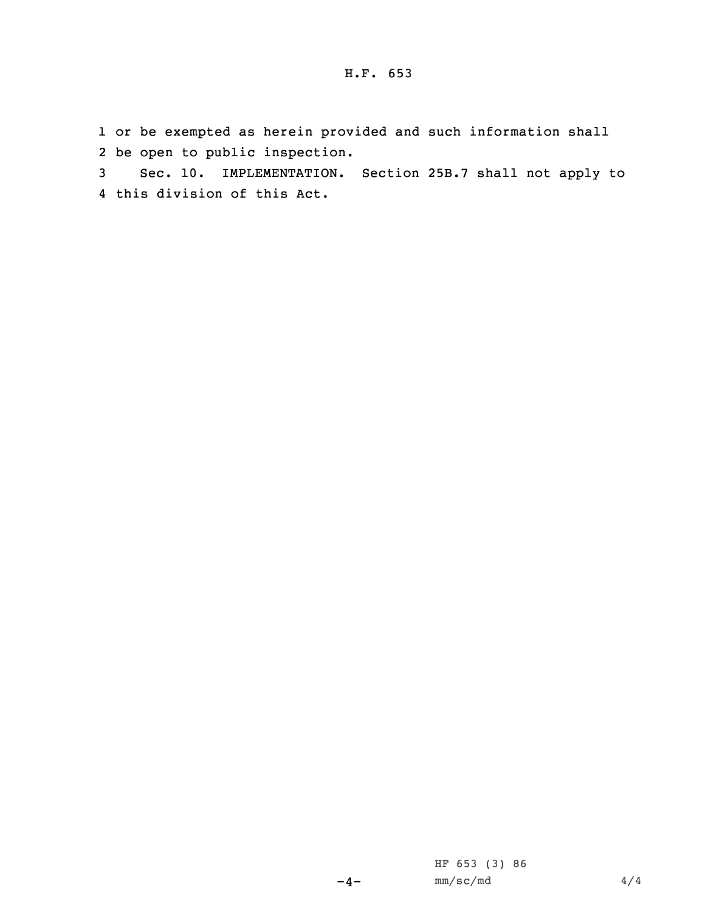or be exempted as herein provided and such information shall be open to public inspection.

Sec. 10. IMPLEMENTATION. Section 25B.7 shall not apply to this division of this Act.